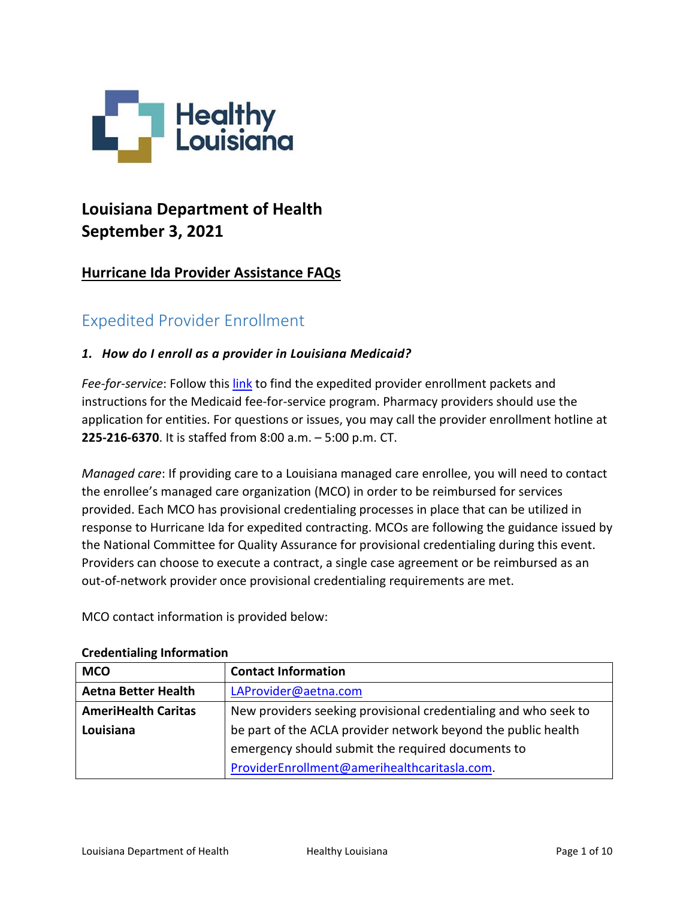Healthy Louisiana

# Louisiana Department of Health
# September 3, 2021

## Hurricane Ida Provider Assistance FAQs

## Expedited Provider Enrollment

### *1. How do I enroll as a provider in Louisiana Medicaid?*

*Fee-for-service*: Follow this link to find the expedited provider enrollment packets and instructions for the Medicaid fee-for-service program. Pharmacy providers should use the application for entities. For questions or issues, you may call the provider enrollment hotline at **225-216-6370**. It is staffed from 8:00 a.m. – 5:00 p.m. CT.

*Managed care*: If providing care to a Louisiana managed care enrollee, you will need to contact the enrollee's managed care organization (MCO) in order to be reimbursed for services provided. Each MCO has provisional credentialing processes in place that can be utilized in response to Hurricane Ida for expedited contracting. MCOs are following the guidance issued by the National Committee for Quality Assurance for provisional credentialing during this event. Providers can choose to execute a contract, a single case agreement or be reimbursed as an out-of-network provider once provisional credentialing requirements are met.

MCO contact information is provided below:

**Credentialing Information**

| MCO | Contact Information |
|---|---|
| **Aetna Better Health** | LAProvider@aetna.com |
| **AmeriHealth Caritas Louisiana** | New providers seeking provisional credentialing and who seek to be part of the ACLA provider network beyond the public health emergency should submit the required documents to ProviderEnrollment@amerihealthcaritasla.com. |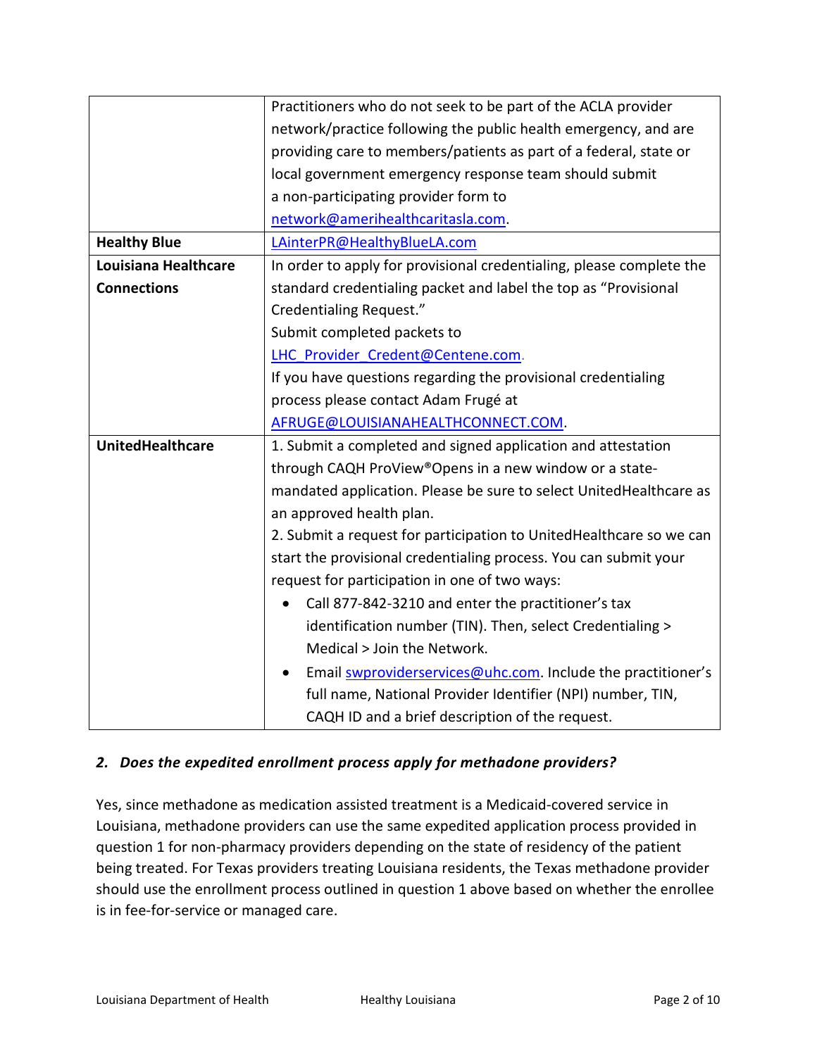| | |
|---|---|
| | Practitioners who do not seek to be part of the ACLA provider network/practice following the public health emergency, and are providing care to members/patients as part of a federal, state or local government emergency response team should submit a non-participating provider form to network@amerihealthcaritasla.com. |
| **Healthy Blue** | LAinterPR@HealthyBlueLA.com |
| **Louisiana Healthcare Connections** | In order to apply for provisional credentialing, please complete the standard credentialing packet and label the top as "Provisional Credentialing Request." <br>Submit completed packets to LHC_Provider_Credent@Centene.com. <br>If you have questions regarding the provisional credentialing process please contact Adam Frugé at AFRUGE@LOUISIANAHEALTHCONNECT.COM. |
| **UnitedHealthcare** | 1. Submit a completed and signed application and attestation through CAQH ProView®Opens in a new window or a state-mandated application. Please be sure to select UnitedHealthcare as an approved health plan. <br>2. Submit a request for participation to UnitedHealthcare so we can start the provisional credentialing process. You can submit your request for participation in one of two ways: <br>• Call 877-842-3210 and enter the practitioner's tax identification number (TIN). Then, select Credentialing > Medical > Join the Network. <br>• Email swproviderservices@uhc.com. Include the practitioner's full name, National Provider Identifier (NPI) number, TIN, CAQH ID and a brief description of the request. |

### *2. Does the expedited enrollment process apply for methadone providers?*

Yes, since methadone as medication assisted treatment is a Medicaid-covered service in Louisiana, methadone providers can use the same expedited application process provided in question 1 for non-pharmacy providers depending on the state of residency of the patient being treated. For Texas providers treating Louisiana residents, the Texas methadone provider should use the enrollment process outlined in question 1 above based on whether the enrollee is in fee-for-service or managed care.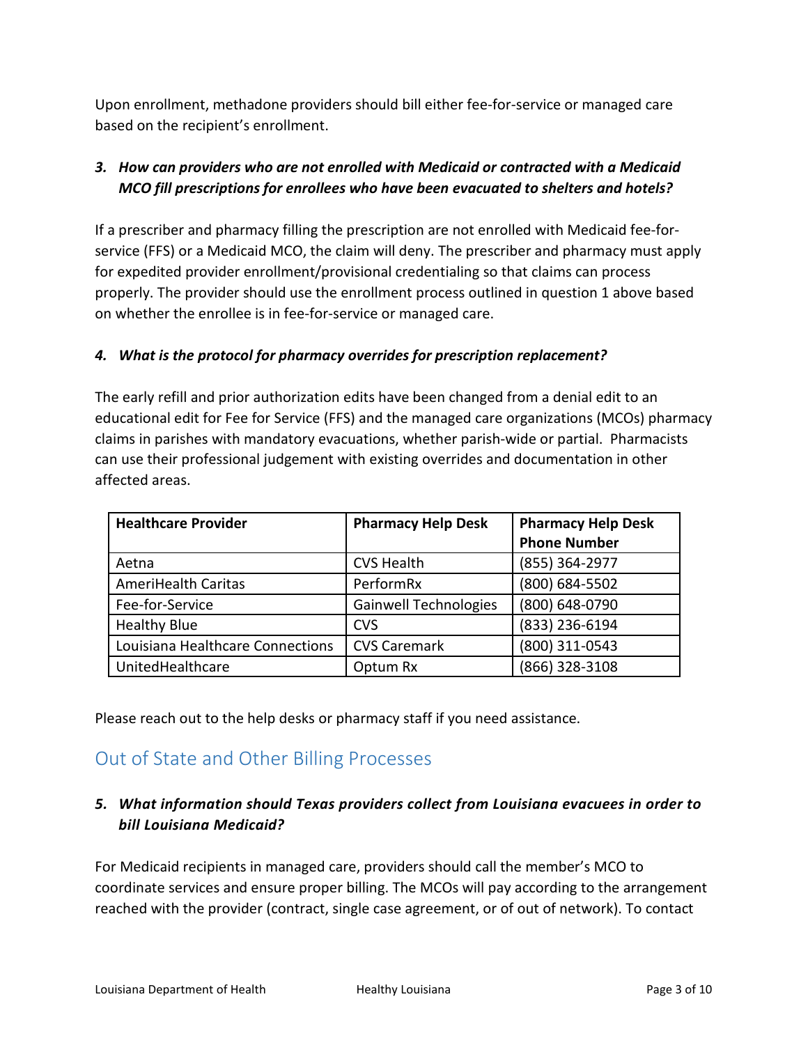Upon enrollment, methadone providers should bill either fee-for-service or managed care based on the recipient's enrollment.

### *3. How can providers who are not enrolled with Medicaid or contracted with a Medicaid MCO fill prescriptions for enrollees who have been evacuated to shelters and hotels?*

If a prescriber and pharmacy filling the prescription are not enrolled with Medicaid fee-for-service (FFS) or a Medicaid MCO, the claim will deny. The prescriber and pharmacy must apply for expedited provider enrollment/provisional credentialing so that claims can process properly. The provider should use the enrollment process outlined in question 1 above based on whether the enrollee is in fee-for-service or managed care.

### *4. What is the protocol for pharmacy overrides for prescription replacement?*

The early refill and prior authorization edits have been changed from a denial edit to an educational edit for Fee for Service (FFS) and the managed care organizations (MCOs) pharmacy claims in parishes with mandatory evacuations, whether parish-wide or partial. Pharmacists can use their professional judgement with existing overrides and documentation in other affected areas.

| Healthcare Provider | Pharmacy Help Desk | Pharmacy Help Desk Phone Number |
|---|---|---|
| Aetna | CVS Health | (855) 364-2977 |
| AmeriHealth Caritas | PerformRx | (800) 684-5502 |
| Fee-for-Service | Gainwell Technologies | (800) 648-0790 |
| Healthy Blue | CVS | (833) 236-6194 |
| Louisiana Healthcare Connections | CVS Caremark | (800) 311-0543 |
| UnitedHealthcare | Optum Rx | (866) 328-3108 |

Please reach out to the help desks or pharmacy staff if you need assistance.

## Out of State and Other Billing Processes

### *5. What information should Texas providers collect from Louisiana evacuees in order to bill Louisiana Medicaid?*

For Medicaid recipients in managed care, providers should call the member's MCO to coordinate services and ensure proper billing. The MCOs will pay according to the arrangement reached with the provider (contract, single case agreement, or of out of network). To contact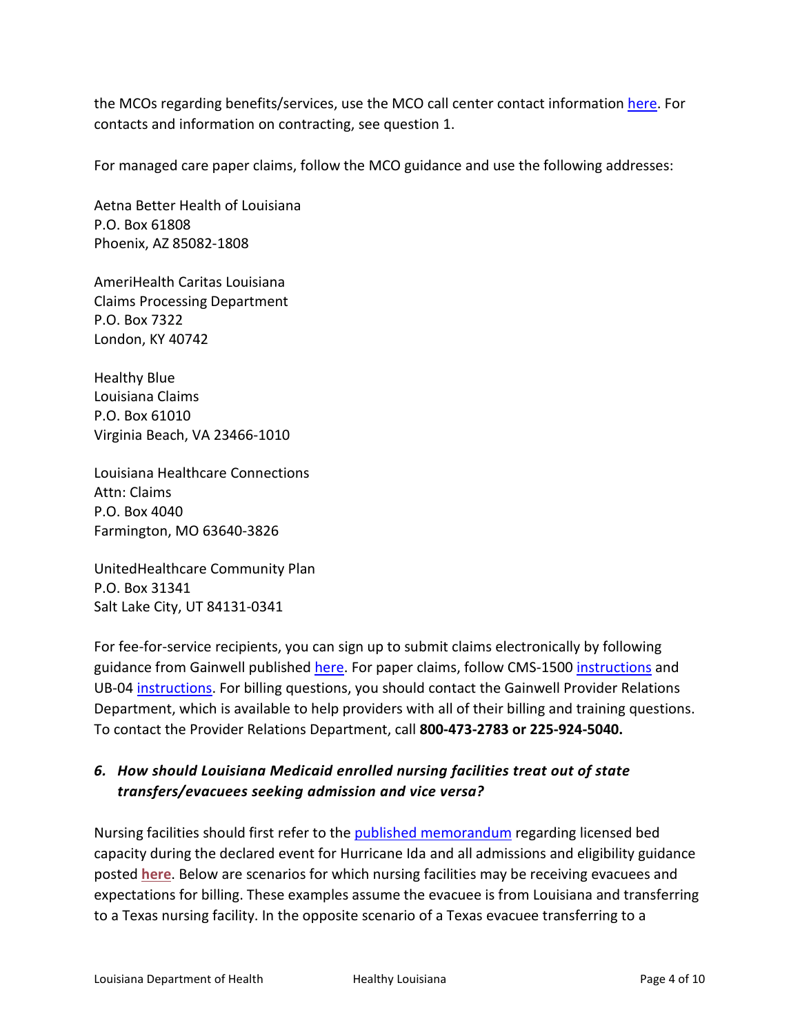the MCOs regarding benefits/services, use the MCO call center contact information here. For contacts and information on contracting, see question 1.

For managed care paper claims, follow the MCO guidance and use the following addresses:

Aetna Better Health of Louisiana
P.O. Box 61808
Phoenix, AZ 85082-1808

AmeriHealth Caritas Louisiana
Claims Processing Department
P.O. Box 7322
London, KY 40742

Healthy Blue
Louisiana Claims
P.O. Box 61010
Virginia Beach, VA 23466-1010

Louisiana Healthcare Connections
Attn: Claims
P.O. Box 4040
Farmington, MO 63640-3826

UnitedHealthcare Community Plan
P.O. Box 31341
Salt Lake City, UT 84131-0341

For fee-for-service recipients, you can sign up to submit claims electronically by following guidance from Gainwell published here. For paper claims, follow CMS-1500 instructions and UB-04 instructions. For billing questions, you should contact the Gainwell Provider Relations Department, which is available to help providers with all of their billing and training questions. To contact the Provider Relations Department, call **800-473-2783 or 225-924-5040.**

### *6. How should Louisiana Medicaid enrolled nursing facilities treat out of state transfers/evacuees seeking admission and vice versa?*

Nursing facilities should first refer to the published memorandum regarding licensed bed capacity during the declared event for Hurricane Ida and all admissions and eligibility guidance posted **here**. Below are scenarios for which nursing facilities may be receiving evacuees and expectations for billing. These examples assume the evacuee is from Louisiana and transferring to a Texas nursing facility. In the opposite scenario of a Texas evacuee transferring to a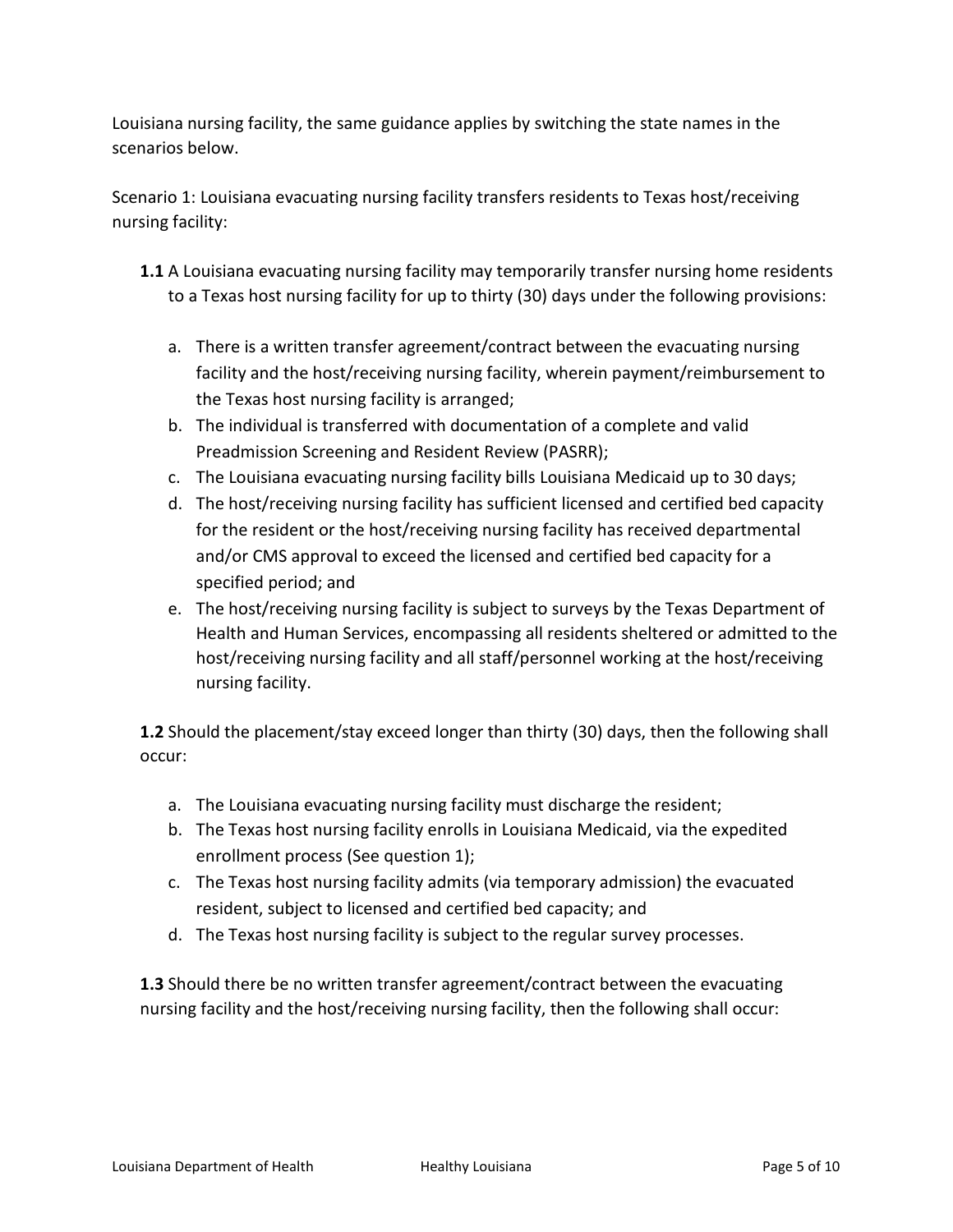Louisiana nursing facility, the same guidance applies by switching the state names in the scenarios below.

Scenario 1: Louisiana evacuating nursing facility transfers residents to Texas host/receiving nursing facility:

**1.1** A Louisiana evacuating nursing facility may temporarily transfer nursing home residents to a Texas host nursing facility for up to thirty (30) days under the following provisions:

a. There is a written transfer agreement/contract between the evacuating nursing facility and the host/receiving nursing facility, wherein payment/reimbursement to the Texas host nursing facility is arranged;
b. The individual is transferred with documentation of a complete and valid Preadmission Screening and Resident Review (PASRR);
c. The Louisiana evacuating nursing facility bills Louisiana Medicaid up to 30 days;
d. The host/receiving nursing facility has sufficient licensed and certified bed capacity for the resident or the host/receiving nursing facility has received departmental and/or CMS approval to exceed the licensed and certified bed capacity for a specified period; and
e. The host/receiving nursing facility is subject to surveys by the Texas Department of Health and Human Services, encompassing all residents sheltered or admitted to the host/receiving nursing facility and all staff/personnel working at the host/receiving nursing facility.

**1.2** Should the placement/stay exceed longer than thirty (30) days, then the following shall occur:

a. The Louisiana evacuating nursing facility must discharge the resident;
b. The Texas host nursing facility enrolls in Louisiana Medicaid, via the expedited enrollment process (See question 1);
c. The Texas host nursing facility admits (via temporary admission) the evacuated resident, subject to licensed and certified bed capacity; and
d. The Texas host nursing facility is subject to the regular survey processes.

**1.3** Should there be no written transfer agreement/contract between the evacuating nursing facility and the host/receiving nursing facility, then the following shall occur: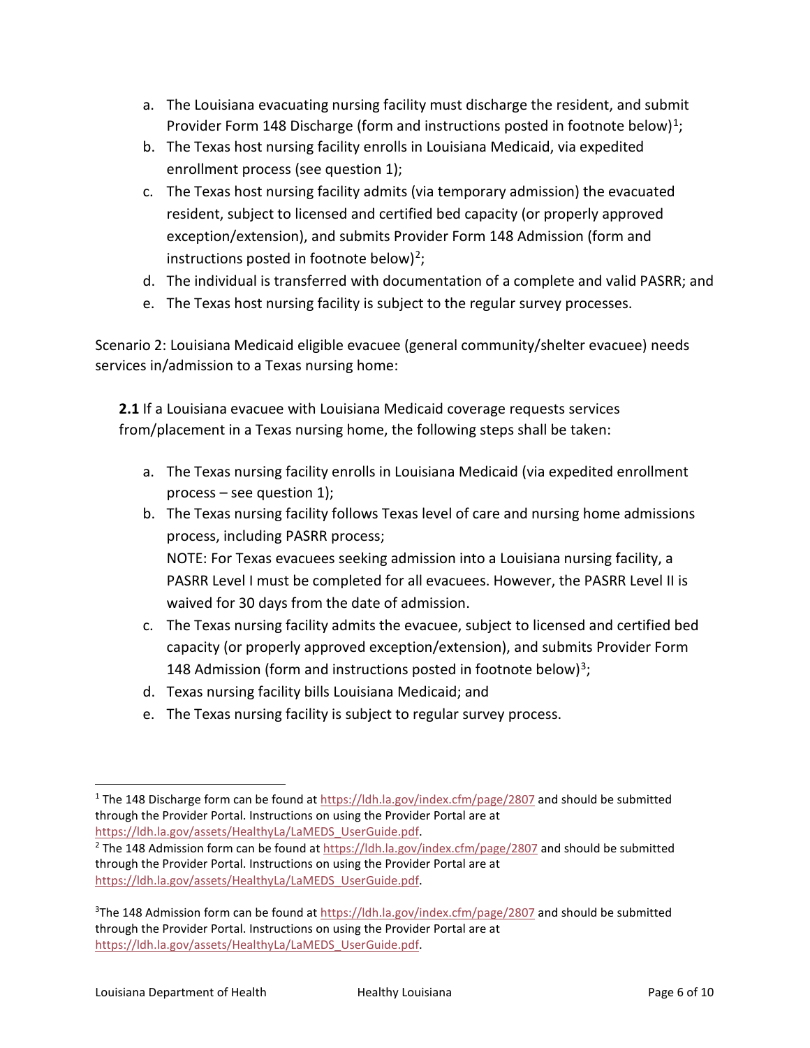a. The Louisiana evacuating nursing facility must discharge the resident, and submit Provider Form 148 Discharge (form and instructions posted in footnote below)[1];
b. The Texas host nursing facility enrolls in Louisiana Medicaid, via expedited enrollment process (see question 1);
c. The Texas host nursing facility admits (via temporary admission) the evacuated resident, subject to licensed and certified bed capacity (or properly approved exception/extension), and submits Provider Form 148 Admission (form and instructions posted in footnote below)[2];
d. The individual is transferred with documentation of a complete and valid PASRR; and
e. The Texas host nursing facility is subject to the regular survey processes.

Scenario 2: Louisiana Medicaid eligible evacuee (general community/shelter evacuee) needs services in/admission to a Texas nursing home:

**2.1** If a Louisiana evacuee with Louisiana Medicaid coverage requests services from/placement in a Texas nursing home, the following steps shall be taken:

a. The Texas nursing facility enrolls in Louisiana Medicaid (via expedited enrollment process – see question 1);
b. The Texas nursing facility follows Texas level of care and nursing home admissions process, including PASRR process;
   NOTE: For Texas evacuees seeking admission into a Louisiana nursing facility, a PASRR Level I must be completed for all evacuees. However, the PASRR Level II is waived for 30 days from the date of admission.
c. The Texas nursing facility admits the evacuee, subject to licensed and certified bed capacity (or properly approved exception/extension), and submits Provider Form 148 Admission (form and instructions posted in footnote below)[3];
d. Texas nursing facility bills Louisiana Medicaid; and
e. The Texas nursing facility is subject to regular survey process.

---

[1] The 148 Discharge form can be found at https://ldh.la.gov/index.cfm/page/2807 and should be submitted through the Provider Portal. Instructions on using the Provider Portal are at https://ldh.la.gov/assets/HealthyLa/LaMEDS_UserGuide.pdf.

[2] The 148 Admission form can be found at https://ldh.la.gov/index.cfm/page/2807 and should be submitted through the Provider Portal. Instructions on using the Provider Portal are at https://ldh.la.gov/assets/HealthyLa/LaMEDS_UserGuide.pdf.

[3] The 148 Admission form can be found at https://ldh.la.gov/index.cfm/page/2807 and should be submitted through the Provider Portal. Instructions on using the Provider Portal are at https://ldh.la.gov/assets/HealthyLa/LaMEDS_UserGuide.pdf.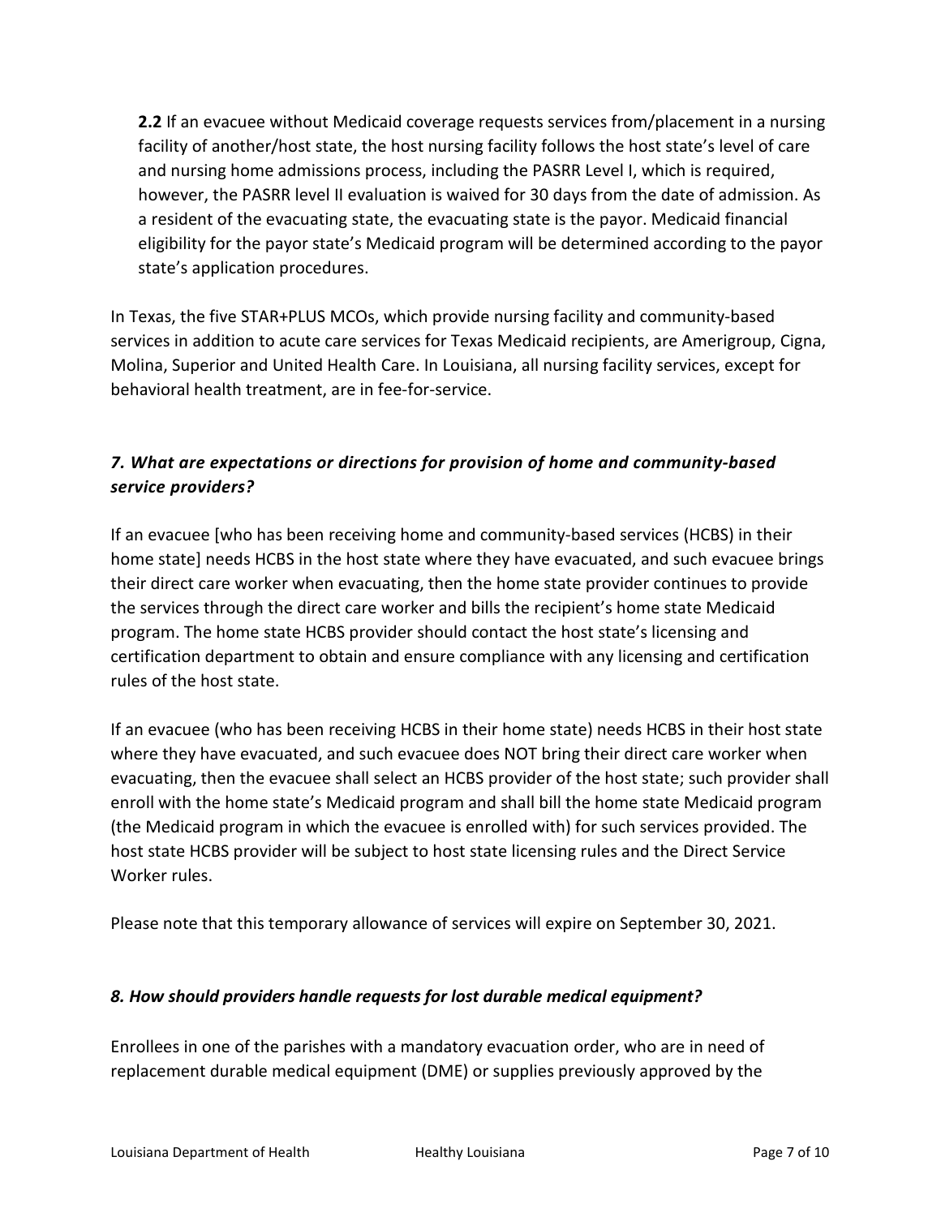**2.2** If an evacuee without Medicaid coverage requests services from/placement in a nursing facility of another/host state, the host nursing facility follows the host state's level of care and nursing home admissions process, including the PASRR Level I, which is required, however, the PASRR level II evaluation is waived for 30 days from the date of admission. As a resident of the evacuating state, the evacuating state is the payor. Medicaid financial eligibility for the payor state's Medicaid program will be determined according to the payor state's application procedures.

In Texas, the five STAR+PLUS MCOs, which provide nursing facility and community-based services in addition to acute care services for Texas Medicaid recipients, are Amerigroup, Cigna, Molina, Superior and United Health Care. In Louisiana, all nursing facility services, except for behavioral health treatment, are in fee-for-service.

### *7. What are expectations or directions for provision of home and community-based service providers?*

If an evacuee [who has been receiving home and community-based services (HCBS) in their home state] needs HCBS in the host state where they have evacuated, and such evacuee brings their direct care worker when evacuating, then the home state provider continues to provide the services through the direct care worker and bills the recipient's home state Medicaid program. The home state HCBS provider should contact the host state's licensing and certification department to obtain and ensure compliance with any licensing and certification rules of the host state.

If an evacuee (who has been receiving HCBS in their home state) needs HCBS in their host state where they have evacuated, and such evacuee does NOT bring their direct care worker when evacuating, then the evacuee shall select an HCBS provider of the host state; such provider shall enroll with the home state's Medicaid program and shall bill the home state Medicaid program (the Medicaid program in which the evacuee is enrolled with) for such services provided. The host state HCBS provider will be subject to host state licensing rules and the Direct Service Worker rules.

Please note that this temporary allowance of services will expire on September 30, 2021.

### *8. How should providers handle requests for lost durable medical equipment?*

Enrollees in one of the parishes with a mandatory evacuation order, who are in need of replacement durable medical equipment (DME) or supplies previously approved by the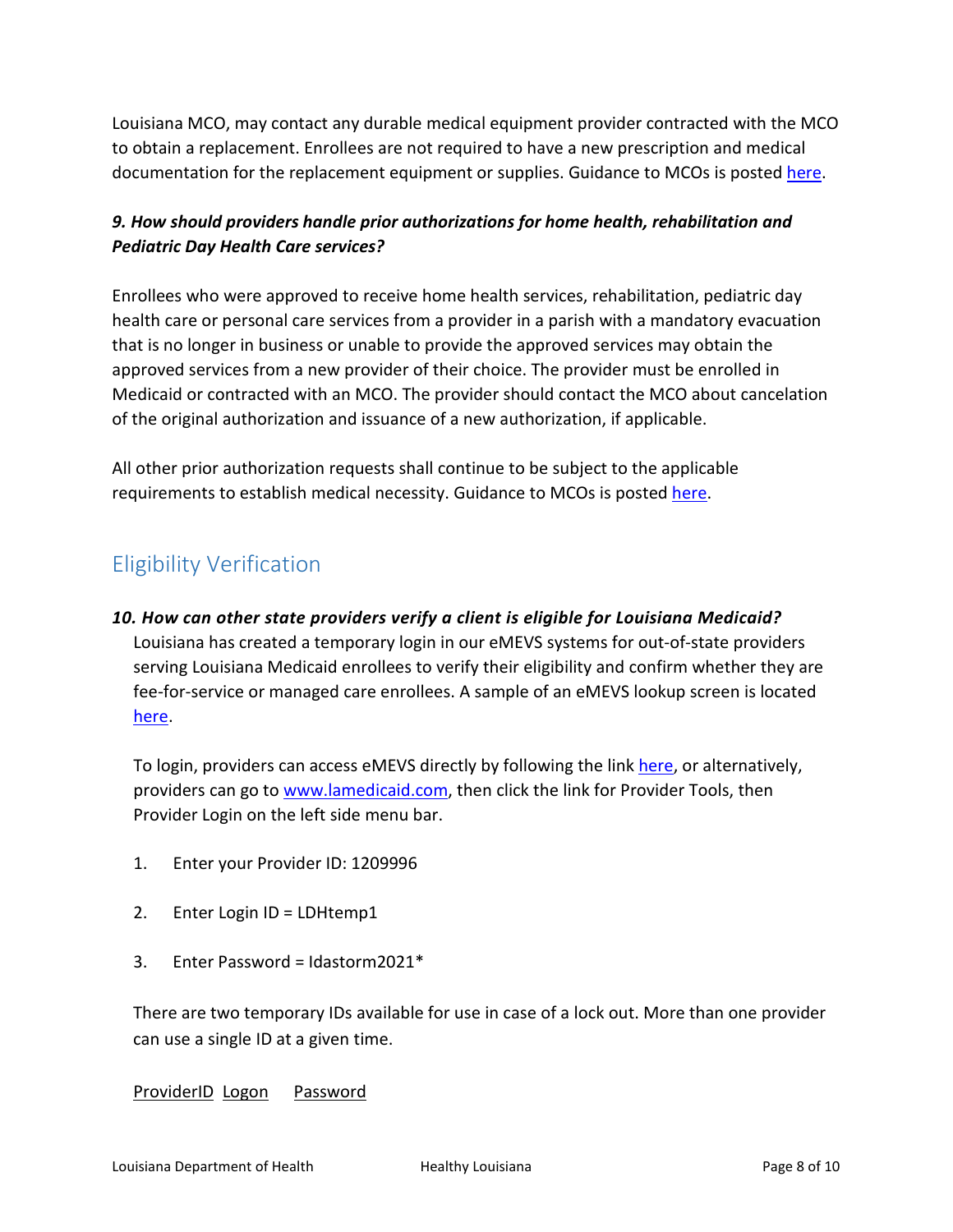Louisiana MCO, may contact any durable medical equipment provider contracted with the MCO to obtain a replacement. Enrollees are not required to have a new prescription and medical documentation for the replacement equipment or supplies. Guidance to MCOs is posted here.

***9. How should providers handle prior authorizations for home health, rehabilitation and Pediatric Day Health Care services?***

Enrollees who were approved to receive home health services, rehabilitation, pediatric day health care or personal care services from a provider in a parish with a mandatory evacuation that is no longer in business or unable to provide the approved services may obtain the approved services from a new provider of their choice. The provider must be enrolled in Medicaid or contracted with an MCO. The provider should contact the MCO about cancelation of the original authorization and issuance of a new authorization, if applicable.

All other prior authorization requests shall continue to be subject to the applicable requirements to establish medical necessity. Guidance to MCOs is posted here.

## Eligibility Verification

***10. How can other state providers verify a client is eligible for Louisiana Medicaid?***

Louisiana has created a temporary login in our eMEVS systems for out-of-state providers serving Louisiana Medicaid enrollees to verify their eligibility and confirm whether they are fee-for-service or managed care enrollees. A sample of an eMEVS lookup screen is located here.

To login, providers can access eMEVS directly by following the link here, or alternatively, providers can go to www.lamedicaid.com, then click the link for Provider Tools, then Provider Login on the left side menu bar.

1. Enter your Provider ID: 1209996
2. Enter Login ID = LDHtemp1
3. Enter Password = Idastorm2021*

There are two temporary IDs available for use in case of a lock out. More than one provider can use a single ID at a given time.

ProviderID Logon Password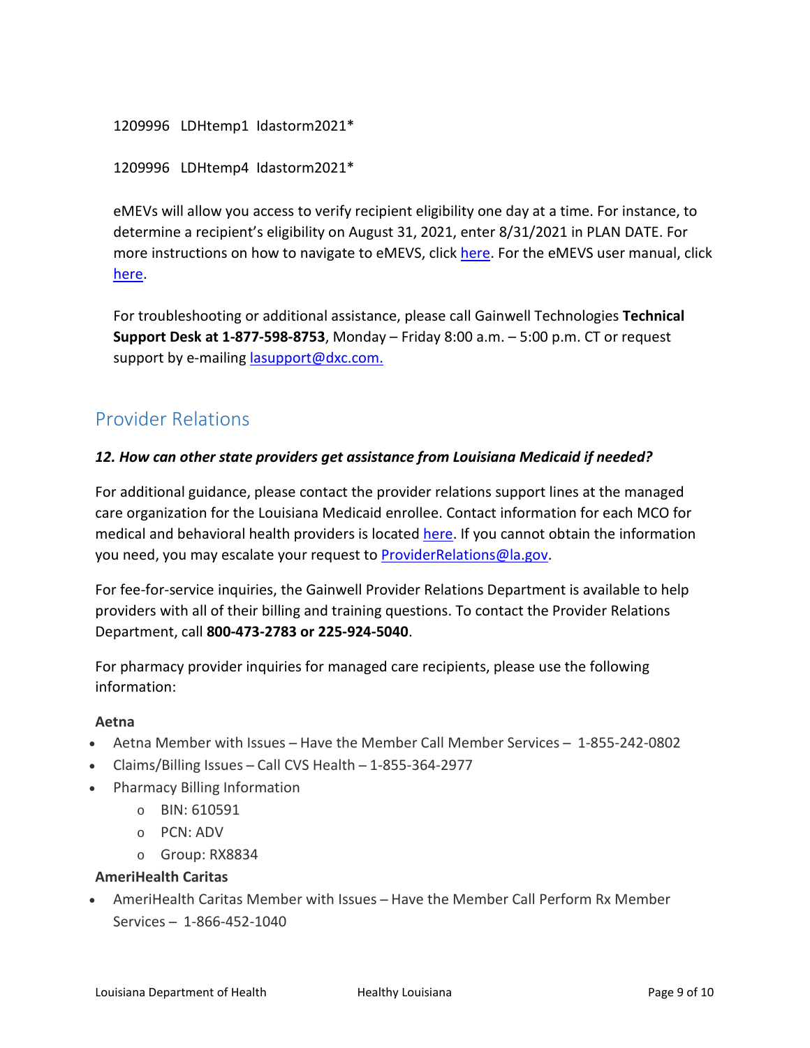1209996   LDHtemp1  Idastorm2021*

1209996   LDHtemp4  Idastorm2021*

eMEVs will allow you access to verify recipient eligibility one day at a time. For instance, to determine a recipient's eligibility on August 31, 2021, enter 8/31/2021 in PLAN DATE. For more instructions on how to navigate to eMEVS, click here. For the eMEVS user manual, click here.

For troubleshooting or additional assistance, please call Gainwell Technologies **Technical Support Desk at 1-877-598-8753**, Monday – Friday 8:00 a.m. – 5:00 p.m. CT or request support by e-mailing lasupport@dxc.com.

## Provider Relations

***12. How can other state providers get assistance from Louisiana Medicaid if needed?***

For additional guidance, please contact the provider relations support lines at the managed care organization for the Louisiana Medicaid enrollee. Contact information for each MCO for medical and behavioral health providers is located here. If you cannot obtain the information you need, you may escalate your request to ProviderRelations@la.gov.

For fee-for-service inquiries, the Gainwell Provider Relations Department is available to help providers with all of their billing and training questions. To contact the Provider Relations Department, call **800-473-2783 or 225-924-5040**.

For pharmacy provider inquiries for managed care recipients, please use the following information:

**Aetna**

- Aetna Member with Issues – Have the Member Call Member Services – 1-855-242-0802
- Claims/Billing Issues – Call CVS Health – 1-855-364-2977
- Pharmacy Billing Information
  - BIN: 610591
  - PCN: ADV
  - Group: RX8834

**AmeriHealth Caritas**

- AmeriHealth Caritas Member with Issues – Have the Member Call Perform Rx Member Services – 1-866-452-1040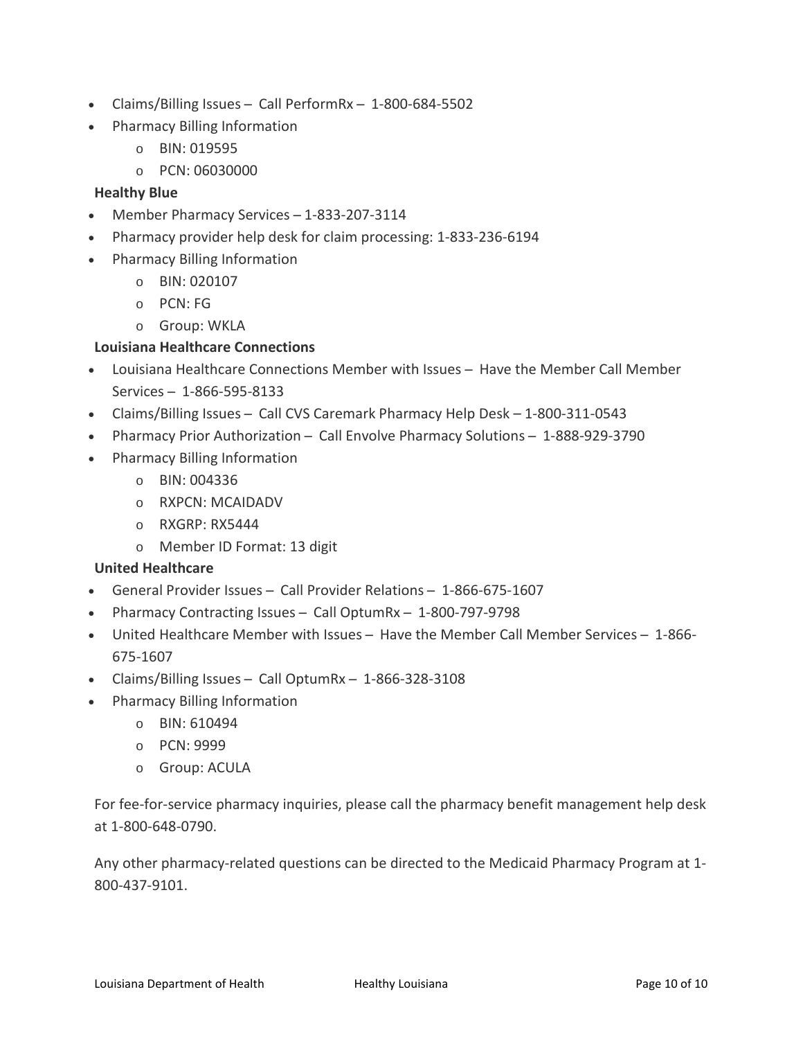- Claims/Billing Issues – Call PerformRx – 1-800-684-5502
- Pharmacy Billing Information
  - BIN: 019595
  - PCN: 06030000

**Healthy Blue**

- Member Pharmacy Services – 1-833-207-3114
- Pharmacy provider help desk for claim processing: 1-833-236-6194
- Pharmacy Billing Information
  - BIN: 020107
  - PCN: FG
  - Group: WKLA

**Louisiana Healthcare Connections**

- Louisiana Healthcare Connections Member with Issues – Have the Member Call Member Services – 1-866-595-8133
- Claims/Billing Issues – Call CVS Caremark Pharmacy Help Desk – 1-800-311-0543
- Pharmacy Prior Authorization – Call Envolve Pharmacy Solutions – 1-888-929-3790
- Pharmacy Billing Information
  - BIN: 004336
  - RXPCN: MCAIDADV
  - RXGRP: RX5444
  - Member ID Format: 13 digit

**United Healthcare**

- General Provider Issues – Call Provider Relations – 1-866-675-1607
- Pharmacy Contracting Issues – Call OptumRx – 1-800-797-9798
- United Healthcare Member with Issues – Have the Member Call Member Services – 1-866-675-1607
- Claims/Billing Issues – Call OptumRx – 1-866-328-3108
- Pharmacy Billing Information
  - BIN: 610494
  - PCN: 9999
  - Group: ACULA

For fee-for-service pharmacy inquiries, please call the pharmacy benefit management help desk at 1-800-648-0790.

Any other pharmacy-related questions can be directed to the Medicaid Pharmacy Program at 1-800-437-9101.